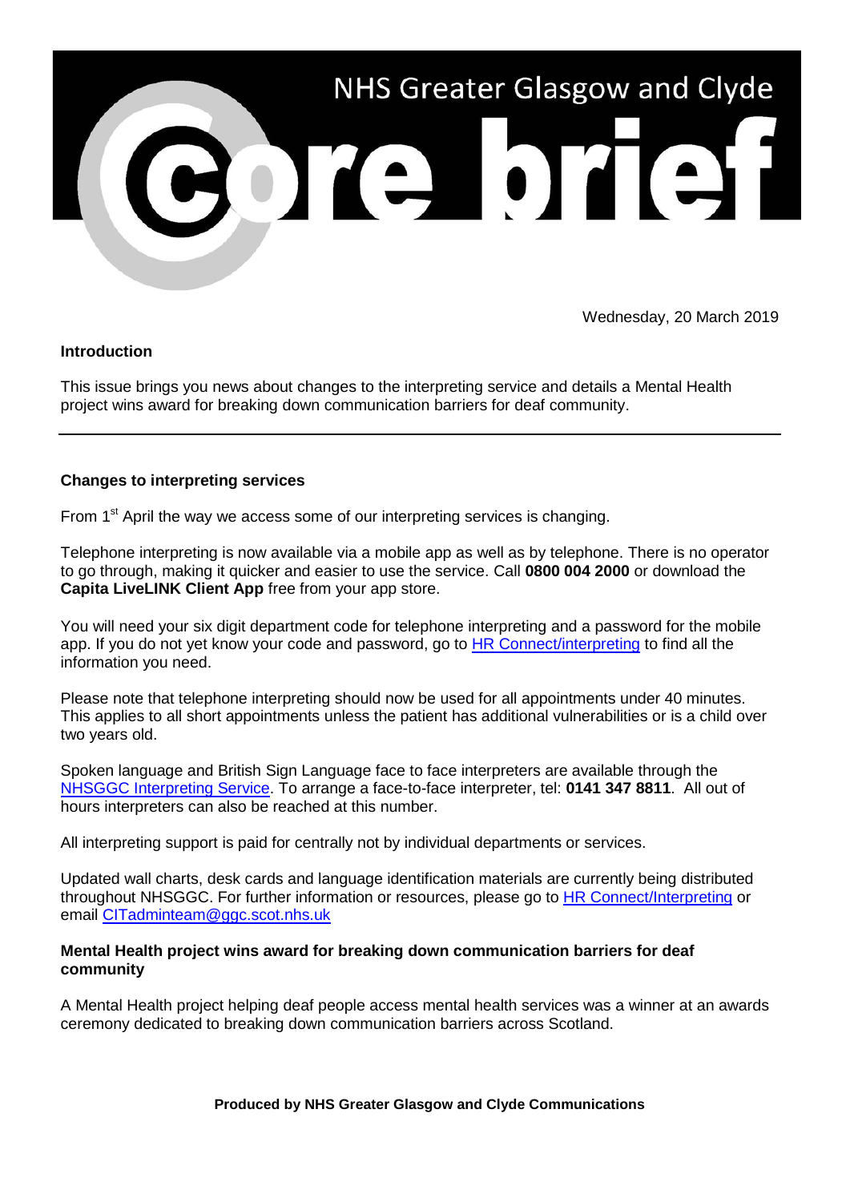# NHS Greater Glasgow and Clyde

# core brief

Wednesday, 20 March 2019

**Introduction**

This issue brings you news about changes to the interpreting service and details a Mental Health project wins award for breaking down communication barriers for deaf community.

---

## Changes to interpreting services

From 1st April the way we access some of our interpreting services is changing.

Telephone interpreting is now available via a mobile app as well as by telephone. There is no operator to go through, making it quicker and easier to use the service. Call **0800 004 2000** or download the **Capita LiveLINK Client App** free from your app store.

You will need your six digit department code for telephone interpreting and a password for the mobile app. If you do not yet know your code and password, go to HR Connect/interpreting to find all the information you need.

Please note that telephone interpreting should now be used for all appointments under 40 minutes. This applies to all short appointments unless the patient has additional vulnerabilities or is a child over two years old.

Spoken language and British Sign Language face to face interpreters are available through the NHSGGC Interpreting Service. To arrange a face-to-face interpreter, tel: **0141 347 8811**. All out of hours interpreters can also be reached at this number.

All interpreting support is paid for centrally not by individual departments or services.

Updated wall charts, desk cards and language identification materials are currently being distributed throughout NHSGGC. For further information or resources, please go to HR Connect/Interpreting or email CITadminteam@ggc.scot.nhs.uk

## Mental Health project wins award for breaking down communication barriers for deaf community

A Mental Health project helping deaf people access mental health services was a winner at an awards ceremony dedicated to breaking down communication barriers across Scotland.

**Produced by NHS Greater Glasgow and Clyde Communications**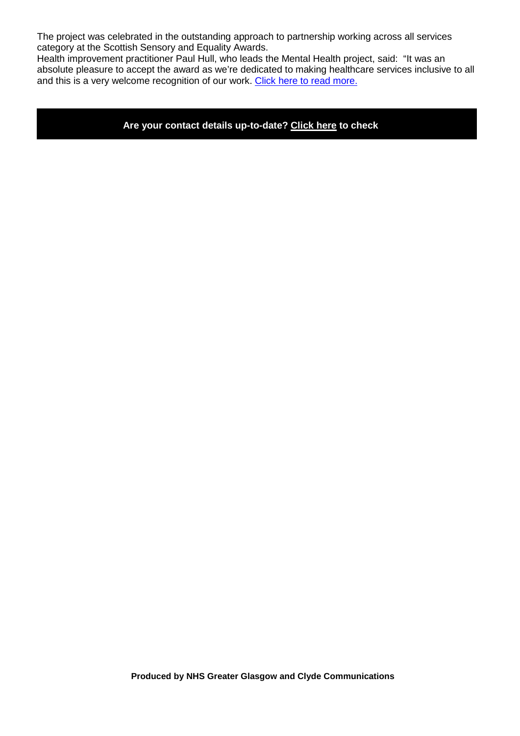The project was celebrated in the outstanding approach to partnership working across all services category at the Scottish Sensory and Equality Awards.

Health improvement practitioner Paul Hull, who leads the Mental Health project, said: "It was an absolute pleasure to accept the award as we're dedicated to making healthcare services inclusive to all and this is a very welcome recognition of our work. Click here to read more.

**Are your contact details up-to-date? Click here to check**

**Produced by NHS Greater Glasgow and Clyde Communications**